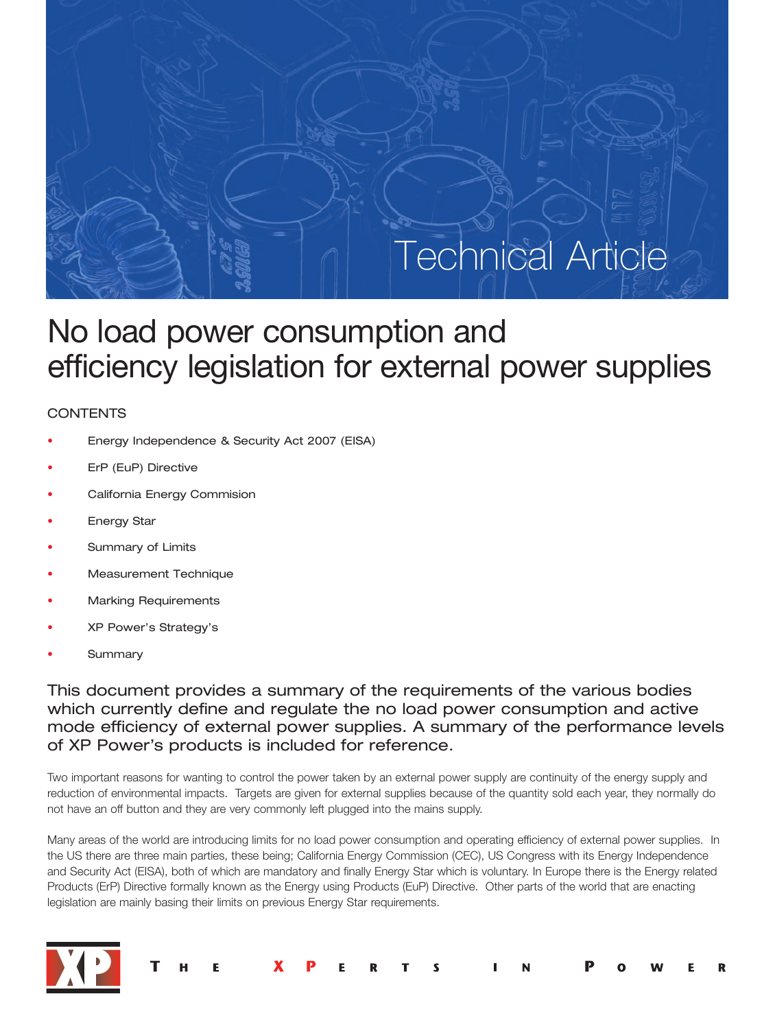Technical Article

# No load power consumption and efficiency legislation for external power supplies

CONTENTS

- Energy Independence & Security Act 2007 (EISA)
- ErP (EuP) Directive
- California Energy Commision
- Energy Star
- Summary of Limits
- Measurement Technique
- Marking Requirements
- XP Power's Strategy's
- Summary

## This document provides a summary of the requirements of the various bodies which currently define and regulate the no load power consumption and active mode efficiency of external power supplies. A summary of the performance levels of XP Power's products is included for reference.

Two important reasons for wanting to control the power taken by an external power supply are continuity of the energy supply and reduction of environmental impacts. Targets are given for external supplies because of the quantity sold each year, they normally do not have an off button and they are very commonly left plugged into the mains supply.

Many areas of the world are introducing limits for no load power consumption and operating efficiency of external power supplies. In the US there are three main parties, these being; California Energy Commission (CEC), US Congress with its Energy Independence and Security Act (EISA), both of which are mandatory and finally Energy Star which is voluntary. In Europe there is the Energy related Products (ErP) Directive formally known as the Energy using Products (EuP) Directive. Other parts of the world that are enacting legislation are mainly basing their limits on previous Energy Star requirements.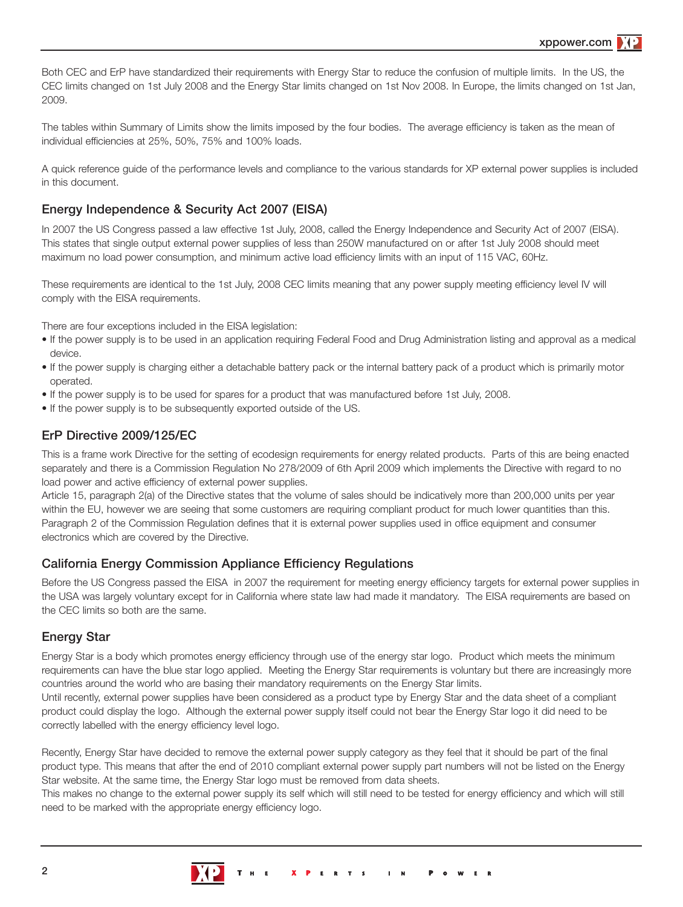Both CEC and ErP have standardized their requirements with Energy Star to reduce the confusion of multiple limits. In the US, the CEC limits changed on 1st July 2008 and the Energy Star limits changed on 1st Nov 2008. In Europe, the limits changed on 1st Jan, 2009.

The tables within Summary of Limits show the limits imposed by the four bodies. The average efficiency is taken as the mean of individual efficiencies at 25%, 50%, 75% and 100% loads.

A quick reference guide of the performance levels and compliance to the various standards for XP external power supplies is included in this document.

## Energy Independence & Security Act 2007 (EISA)

In 2007 the US Congress passed a law effective 1st July, 2008, called the Energy Independence and Security Act of 2007 (EISA). This states that single output external power supplies of less than 250W manufactured on or after 1st July 2008 should meet maximum no load power consumption, and minimum active load efficiency limits with an input of 115 VAC, 60Hz.

These requirements are identical to the 1st July, 2008 CEC limits meaning that any power supply meeting efficiency level IV will comply with the EISA requirements.

There are four exceptions included in the EISA legislation:

- If the power supply is to be used in an application requiring Federal Food and Drug Administration listing and approval as a medical device.
- If the power supply is charging either a detachable battery pack or the internal battery pack of a product which is primarily motor operated.
- If the power supply is to be used for spares for a product that was manufactured before 1st July, 2008.
- If the power supply is to be subsequently exported outside of the US.

## ErP Directive 2009/125/EC

This is a frame work Directive for the setting of ecodesign requirements for energy related products. Parts of this are being enacted separately and there is a Commission Regulation No 278/2009 of 6th April 2009 which implements the Directive with regard to no load power and active efficiency of external power supplies.

Article 15, paragraph 2(a) of the Directive states that the volume of sales should be indicatively more than 200,000 units per year within the EU, however we are seeing that some customers are requiring compliant product for much lower quantities than this. Paragraph 2 of the Commission Regulation defines that it is external power supplies used in office equipment and consumer electronics which are covered by the Directive.

## California Energy Commission Appliance Efficiency Regulations

Before the US Congress passed the EISA in 2007 the requirement for meeting energy efficiency targets for external power supplies in the USA was largely voluntary except for in California where state law had made it mandatory. The EISA requirements are based on the CEC limits so both are the same.

## Energy Star

Energy Star is a body which promotes energy efficiency through use of the energy star logo. Product which meets the minimum requirements can have the blue star logo applied. Meeting the Energy Star requirements is voluntary but there are increasingly more countries around the world who are basing their mandatory requirements on the Energy Star limits.

Until recently, external power supplies have been considered as a product type by Energy Star and the data sheet of a compliant product could display the logo. Although the external power supply itself could not bear the Energy Star logo it did need to be correctly labelled with the energy efficiency level logo.

Recently, Energy Star have decided to remove the external power supply category as they feel that it should be part of the final product type. This means that after the end of 2010 compliant external power supply part numbers will not be listed on the Energy Star website. At the same time, the Energy Star logo must be removed from data sheets.

This makes no change to the external power supply its self which will still need to be tested for energy efficiency and which will still need to be marked with the appropriate energy efficiency logo.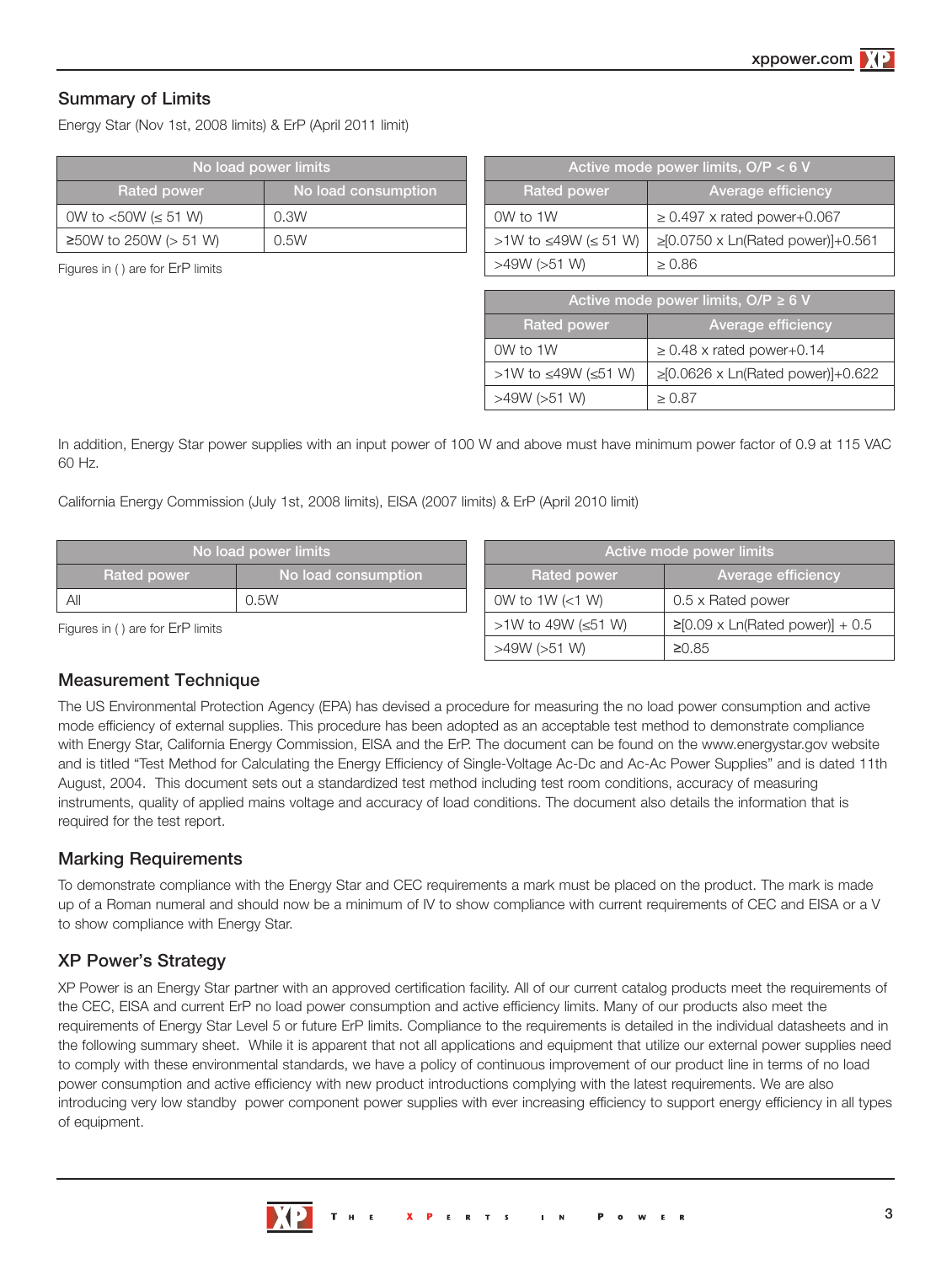## Summary of Limits

Energy Star (Nov 1st, 2008 limits) & ErP (April 2011 limit)

| No load power limits | |
|---|---|
| **Rated power** | **No load consumption** |
| 0W to <50W (≤ 51 W) | 0.3W |
| ≥50W to 250W (> 51 W) | 0.5W |

Figures in ( ) are for ErP limits

| Active mode power limits, O/P < 6 V | |
|---|---|
| **Rated power** | **Average efficiency** |
| 0W to 1W | ≥ 0.497 x rated power+0.067 |
| >1W to ≤49W (≤ 51 W) | ≥[0.0750 x Ln(Rated power)]+0.561 |
| >49W (>51 W) | ≥ 0.86 |

| Active mode power limits, O/P ≥ 6 V | |
|---|---|
| **Rated power** | **Average efficiency** |
| 0W to 1W | ≥ 0.48 x rated power+0.14 |
| >1W to ≤49W (≤51 W) | ≥[0.0626 x Ln(Rated power)]+0.622 |
| >49W (>51 W) | ≥ 0.87 |

In addition, Energy Star power supplies with an input power of 100 W and above must have minimum power factor of 0.9 at 115 VAC 60 Hz.

California Energy Commission (July 1st, 2008 limits), EISA (2007 limits) & ErP (April 2010 limit)

| No load power limits | |
|---|---|
| **Rated power** | **No load consumption** |
| All | 0.5W |

Figures in ( ) are for ErP limits

| Active mode power limits | |
|---|---|
| **Rated power** | **Average efficiency** |
| 0W to 1W (<1 W) | 0.5 x Rated power |
| >1W to 49W (≤51 W) | ≥[0.09 x Ln(Rated power)] + 0.5 |
| >49W (>51 W) | ≥0.85 |

## Measurement Technique

The US Environmental Protection Agency (EPA) has devised a procedure for measuring the no load power consumption and active mode efficiency of external supplies. This procedure has been adopted as an acceptable test method to demonstrate compliance with Energy Star, California Energy Commission, EISA and the ErP. The document can be found on the www.energystar.gov website and is titled "Test Method for Calculating the Energy Efficiency of Single-Voltage Ac-Dc and Ac-Ac Power Supplies" and is dated 11th August, 2004. This document sets out a standardized test method including test room conditions, accuracy of measuring instruments, quality of applied mains voltage and accuracy of load conditions. The document also details the information that is required for the test report.

## Marking Requirements

To demonstrate compliance with the Energy Star and CEC requirements a mark must be placed on the product. The mark is made up of a Roman numeral and should now be a minimum of IV to show compliance with current requirements of CEC and EISA or a V to show compliance with Energy Star.

## XP Power's Strategy

XP Power is an Energy Star partner with an approved certification facility. All of our current catalog products meet the requirements of the CEC, EISA and current ErP no load power consumption and active efficiency limits. Many of our products also meet the requirements of Energy Star Level 5 or future ErP limits. Compliance to the requirements is detailed in the individual datasheets and in the following summary sheet. While it is apparent that not all applications and equipment that utilize our external power supplies need to comply with these environmental standards, we have a policy of continuous improvement of our product line in terms of no load power consumption and active efficiency with new product introductions complying with the latest requirements. We are also introducing very low standby power component power supplies with ever increasing efficiency to support energy efficiency in all types of equipment.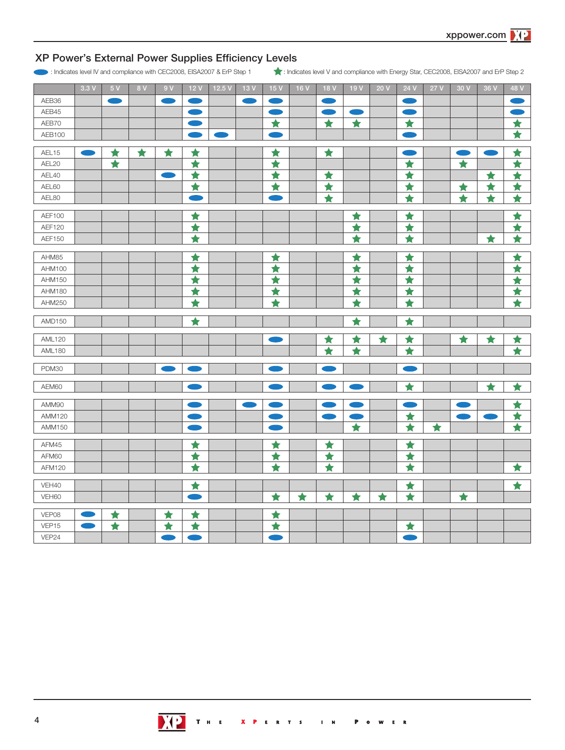# XP Power's External Power Supplies Efficiency Levels

● : Indicates level IV and compliance with CEC2008, EISA2007 & ErP Step 1

★ : Indicates level V and compliance with Energy Star, CEC2008, EISA2007 and ErP Step 2

| | 3.3 V | 5 V | 8 V | 9 V | 12 V | 12.5 V | 13 V | 15 V | 16 V | 18 V | 19 V | 20 V | 24 V | 27 V | 30 V | 36 V | 48 V |
|---|---|---|---|---|---|---|---|---|---|---|---|---|---|---|---|---|---|
| AEB36 | | ● | | ● | ● | | ● | ● | | ● | | | ● | | | | ● |
| AEB45 | | | | | ● | | | ● | | ● | ● | | ● | | | | ● |
| AEB70 | | | | | ● | | | ★ | | ★ | ★ | | ★ | | | | ★ |
| AEB100 | | | | | ● | ● | | ● | | | | | ● | | | | ★ |
| AEL15 | ● | ★ | ★ | ★ | ★ | | | ★ | | ★ | | | ● | | ● | ● | ★ |
| AEL20 | | ★ | | | ★ | | | ★ | | | | | ★ | | ★ | | ★ |
| AEL40 | | | | ● | ★ | | | ★ | | ★ | | | ★ | | | ★ | ★ |
| AEL60 | | | | | ★ | | | ★ | | ★ | | | ★ | | ★ | ★ | ★ |
| AEL80 | | | | | ● | | | ● | | ★ | | | ★ | | ★ | ★ | ★ |
| AEF100 | | | | | ★ | | | | | | ★ | | ★ | | | | ★ |
| AEF120 | | | | | ★ | | | | | | ★ | | ★ | | | | ★ |
| AEF150 | | | | | ★ | | | | | | ★ | | ★ | | | ★ | ★ |
| AHM85 | | | | | ★ | | | ★ | | | ★ | | ★ | | | | ★ |
| AHM100 | | | | | ★ | | | ★ | | | ★ | | ★ | | | | ★ |
| AHM150 | | | | | ★ | | | ★ | | | ★ | | ★ | | | | ★ |
| AHM180 | | | | | ★ | | | ★ | | | ★ | | ★ | | | | ★ |
| AHM250 | | | | | ★ | | | ★ | | | ★ | | ★ | | | | ★ |
| AMD150 | | | | | ★ | | | | | | ★ | | ★ | | | | |
| AML120 | | | | | | | | ● | | ★ | ★ | ★ | ★ | | ★ | ★ | ★ |
| AML180 | | | | | | | | | | ★ | ★ | | ★ | | | | ★ |
| PDM30 | | | | ● | ● | | | ● | | ● | | | ● | | | | |
| AEM60 | | | | | ● | | | ● | | ● | ● | | ★ | | | ★ | ★ |
| AMM90 | | | | | ● | | ● | ● | | ● | ● | | ● | | ● | | ★ |
| AMM120 | | | | | ● | | | ● | | ● | ● | | ★ | | ● | ● | ★ |
| AMM150 | | | | | ● | | | ● | | | ★ | | ★ | ★ | | | ★ |
| AFM45 | | | | | ★ | | | ★ | | ★ | | | ★ | | | | |
| AFM60 | | | | | ★ | | | ★ | | ★ | | | ★ | | | | |
| AFM120 | | | | | ★ | | | ★ | | ★ | | | ★ | | | | ★ |
| VEH40 | | | | | ★ | | | | | | | | ★ | | | | ★ |
| VEH60 | | | | | ● | | | ★ | ★ | ★ | ★ | ★ | ★ | | ★ | | |
| VEP08 | ● | ★ | | ★ | ★ | | | ★ | | | | | | | | | |
| VEP15 | ● | ★ | | ★ | ★ | | | ★ | | | | | ★ | | | | |
| VEP24 | | | | ● | ● | | | ● | | | | | ● | | | | |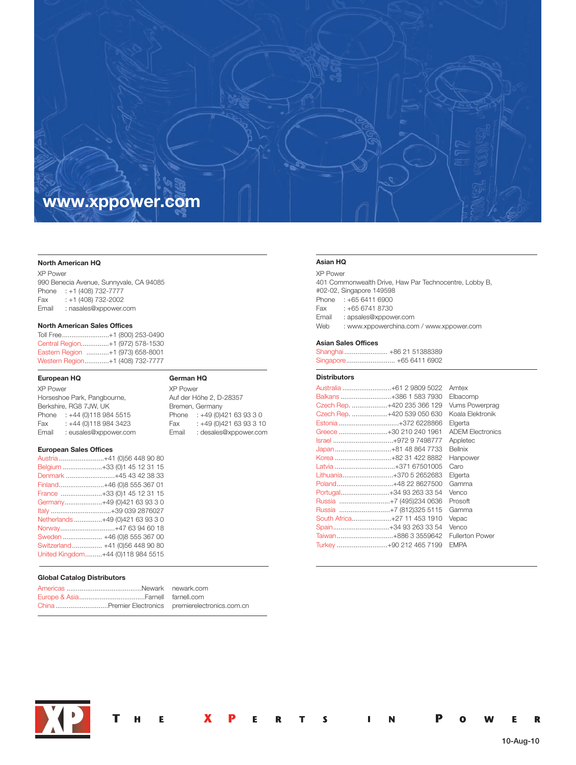www.xppower.com

### North American HQ

XP Power
990 Benecia Avenue, Sunnyvale, CA 94085
Phone : +1 (408) 732-7777
Fax : +1 (408) 732-2002
Email : nasales@xppower.com

### North American Sales Offices

Toll Free.........................+1 (800) 253-0490
Central Region..............+1 (972) 578-1530
Eastern Region ............+1 (973) 658-8001
Western Region............+1 (408) 732-7777

### European HQ

XP Power
Horseshoe Park, Pangbourne,
Berkshire, RG8 7JW, UK
Phone : +44 (0)118 984 5515
Fax : +44 (0)118 984 3423
Email : eusales@xppower.com

### German HQ

XP Power
Auf der Höhe 2, D-28357
Bremen, Germany
Phone : +49 (0)421 63 93 3 0
Fax : +49 (0)421 63 93 3 10
Email : desales@xppower.com

### European Sales Offices

Austria........................+41 (0)56 448 90 80
Belgium .....................+33 (0)1 45 12 31 15
Denmark ..........................+45 43 42 38 33
Finland........................+46 (0)8 555 367 01
France ......................+33 (0)1 45 12 31 15
Germany....................+49 (0)421 63 93 3 0
Italy ................................+39 039 2876027
Netherlands ...............+49 (0)421 63 93 3 0
Norway.............................+47 63 94 60 18
Sweden ..................... +46 (0)8 555 367 00
Switzerland................ +41 (0)56 448 90 80
United Kingdom.........+44 (0)118 984 5515

### Global Catalog Distributors

| | | |
|---|---|---|
| Americas | Newark | newark.com |
| Europe & Asia | Farnell | farnell.com |
| China | Premier Electronics | premierelectronics.com.cn |

### Asian HQ

XP Power
401 Commonwealth Drive, Haw Par Technocentre, Lobby B,
#02-02, Singapore 149598
Phone : +65 6411 6900
Fax : +65 6741 8730
Email : apsales@xppower.com
Web : www.xppowerchina.com / www.xppower.com

### Asian Sales Offices

Shanghai....................... +86 21 51388389
Singapore.......................... +65 6411 6902

### Distributors

| | | |
|---|---|---|
| Australia | +61 2 9809 5022 | Amtex |
| Balkans | +386 1 583 7930 | Elbacomp |
| Czech Rep. | +420 235 366 129 | Vums Powerprag |
| Czech Rep. | +420 539 050 630 | Koala Elektronik |
| Estonia | +372 6228866 | Elgerta |
| Greece | +30 210 240 1961 | ADEM Electronics |
| Israel | +972 9 7498777 | Appletec |
| Japan | +81 48 864 7733 | Bellnix |
| Korea | +82 31 422 8882 | Hanpower |
| Latvia | +371 67501005 | Caro |
| Lithuania | +370 5 2652683 | Elgerta |
| Poland | +48 22 8627500 | Gamma |
| Portugal | +34 93 263 33 54 | Venco |
| Russia | +7 (495)234 0636 | Prosoft |
| Russia | +7 (812)325 5115 | Gamma |
| South Africa | +27 11 453 1910 | Vepac |
| Spain | +34 93 263 33 54 | Venco |
| Taiwan | +886 3 3559642 | Fullerton Power |
| Turkey | +90 212 465 7199 | EMPA |

THE XPERTS IN POWER

10-Aug-10